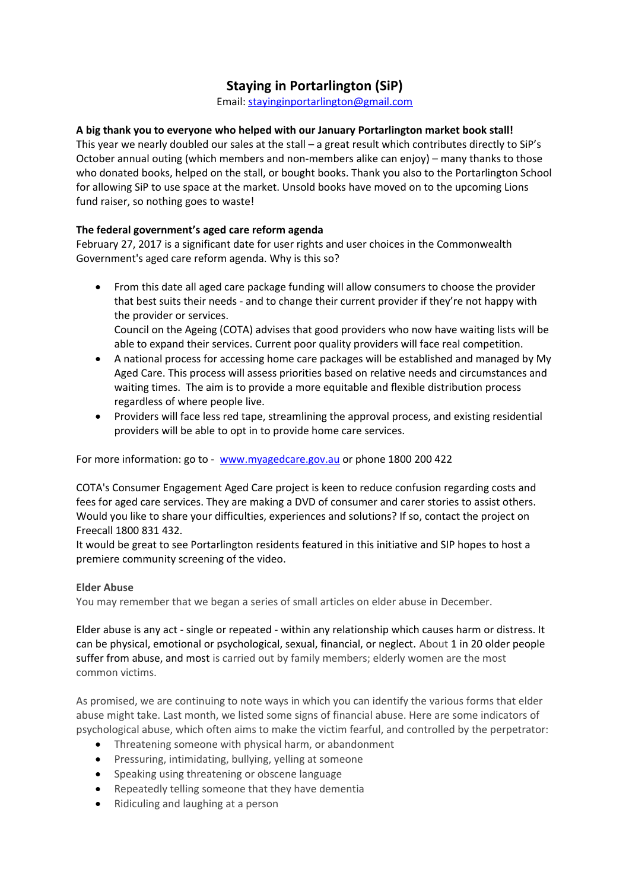# Staying in Portarlington (SiP)

Email: stayinginportarlington@gmail.com

**A big thank you to everyone who helped with our January Portarlington market book stall!**

This year we nearly doubled our sales at the stall – a great result which contributes directly to SiP's October annual outing (which members and non-members alike can enjoy) – many thanks to those who donated books, helped on the stall, or bought books. Thank you also to the Portarlington School for allowing SiP to use space at the market. Unsold books have moved on to the upcoming Lions fund raiser, so nothing goes to waste!

**The federal government's aged care reform agenda**

February 27, 2017 is a significant date for user rights and user choices in the Commonwealth Government's aged care reform agenda. Why is this so?

- From this date all aged care package funding will allow consumers to choose the provider that best suits their needs - and to change their current provider if they're not happy with the provider or services.
  Council on the Ageing (COTA) advises that good providers who now have waiting lists will be able to expand their services. Current poor quality providers will face real competition.
- A national process for accessing home care packages will be established and managed by My Aged Care. This process will assess priorities based on relative needs and circumstances and waiting times. The aim is to provide a more equitable and flexible distribution process regardless of where people live.
- Providers will face less red tape, streamlining the approval process, and existing residential providers will be able to opt in to provide home care services.

For more information: go to - www.myagedcare.gov.au or phone 1800 200 422

COTA's Consumer Engagement Aged Care project is keen to reduce confusion regarding costs and fees for aged care services. They are making a DVD of consumer and carer stories to assist others. Would you like to share your difficulties, experiences and solutions? If so, contact the project on Freecall 1800 831 432.

It would be great to see Portarlington residents featured in this initiative and SIP hopes to host a premiere community screening of the video.

**Elder Abuse**

You may remember that we began a series of small articles on elder abuse in December.

Elder abuse is any act - single or repeated - within any relationship which causes harm or distress. It can be physical, emotional or psychological, sexual, financial, or neglect. About 1 in 20 older people suffer from abuse, and most is carried out by family members; elderly women are the most common victims.

As promised, we are continuing to note ways in which you can identify the various forms that elder abuse might take. Last month, we listed some signs of financial abuse. Here are some indicators of psychological abuse, which often aims to make the victim fearful, and controlled by the perpetrator:

- Threatening someone with physical harm, or abandonment
- Pressuring, intimidating, bullying, yelling at someone
- Speaking using threatening or obscene language
- Repeatedly telling someone that they have dementia
- Ridiculing and laughing at a person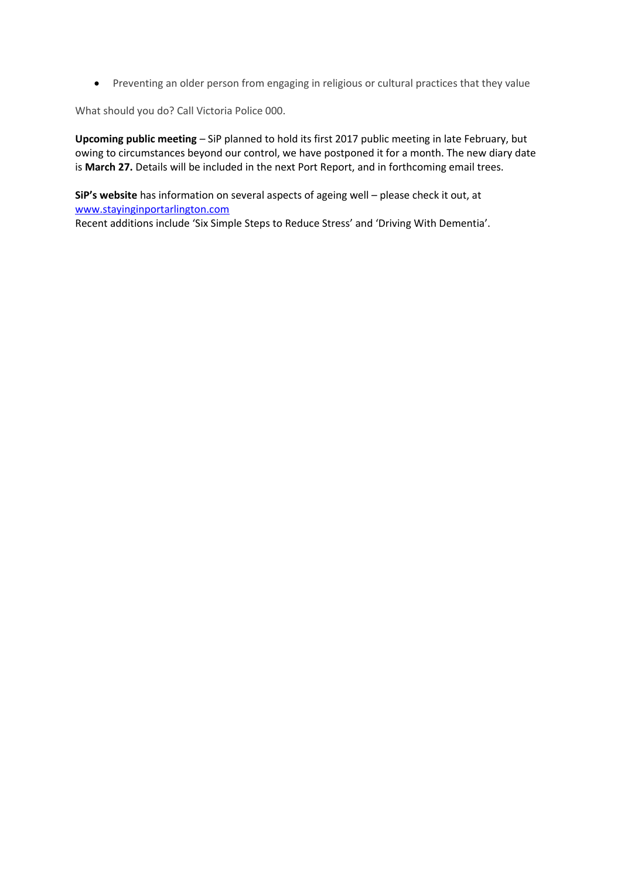- Preventing an older person from engaging in religious or cultural practices that they value

What should you do? Call Victoria Police 000.

**Upcoming public meeting** – SiP planned to hold its first 2017 public meeting in late February, but owing to circumstances beyond our control, we have postponed it for a month. The new diary date is **March 27.** Details will be included in the next Port Report, and in forthcoming email trees.

**SiP's website** has information on several aspects of ageing well – please check it out, at [www.stayinginportarlington.com](http://www.stayinginportarlington.com)
Recent additions include 'Six Simple Steps to Reduce Stress' and 'Driving With Dementia'.